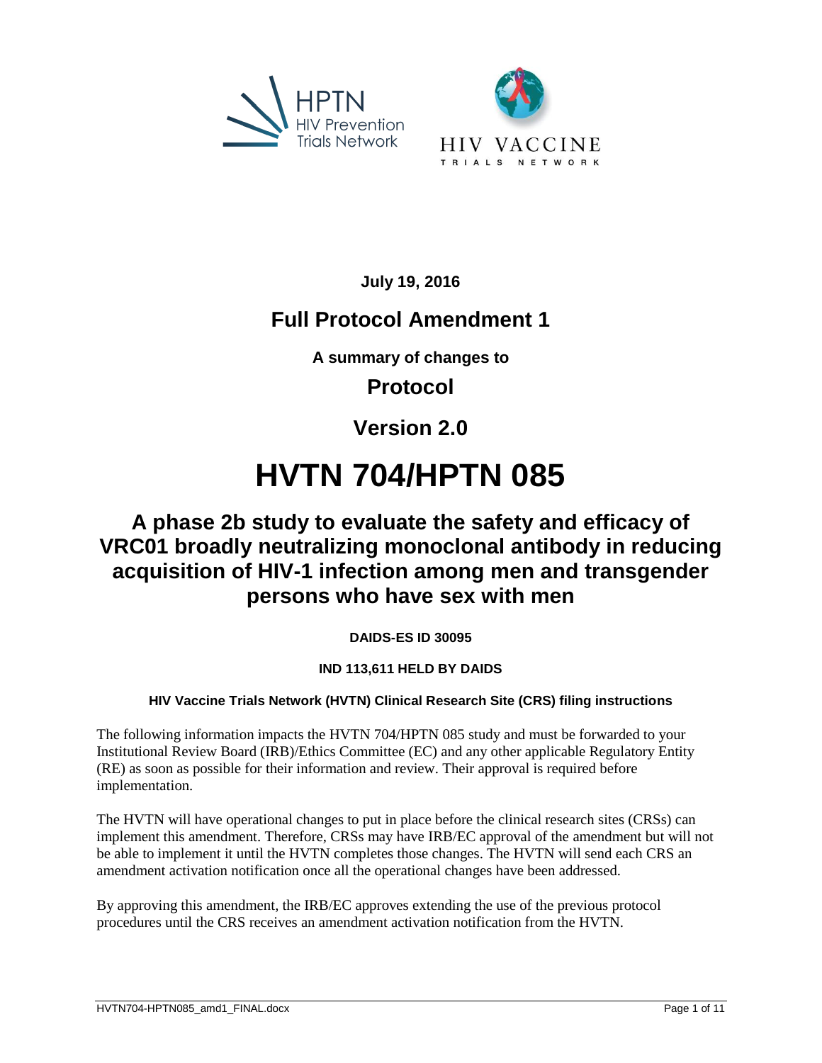HPTN
HIV Prevention
Trials Network

HIV VACCINE
TRIALS NETWORK

**July 19, 2016**

## Full Protocol Amendment 1

**A summary of changes to**

## Protocol

## Version 2.0

# HVTN 704/HPTN 085

## A phase 2b study to evaluate the safety and efficacy of VRC01 broadly neutralizing monoclonal antibody in reducing acquisition of HIV-1 infection among men and transgender persons who have sex with men

**DAIDS-ES ID 30095**

**IND 113,611 HELD BY DAIDS**

### HIV Vaccine Trials Network (HVTN) Clinical Research Site (CRS) filing instructions

The following information impacts the HVTN 704/HPTN 085 study and must be forwarded to your Institutional Review Board (IRB)/Ethics Committee (EC) and any other applicable Regulatory Entity (RE) as soon as possible for their information and review. Their approval is required before implementation.

The HVTN will have operational changes to put in place before the clinical research sites (CRSs) can implement this amendment. Therefore, CRSs may have IRB/EC approval of the amendment but will not be able to implement it until the HVTN completes those changes. The HVTN will send each CRS an amendment activation notification once all the operational changes have been addressed.

By approving this amendment, the IRB/EC approves extending the use of the previous protocol procedures until the CRS receives an amendment activation notification from the HVTN.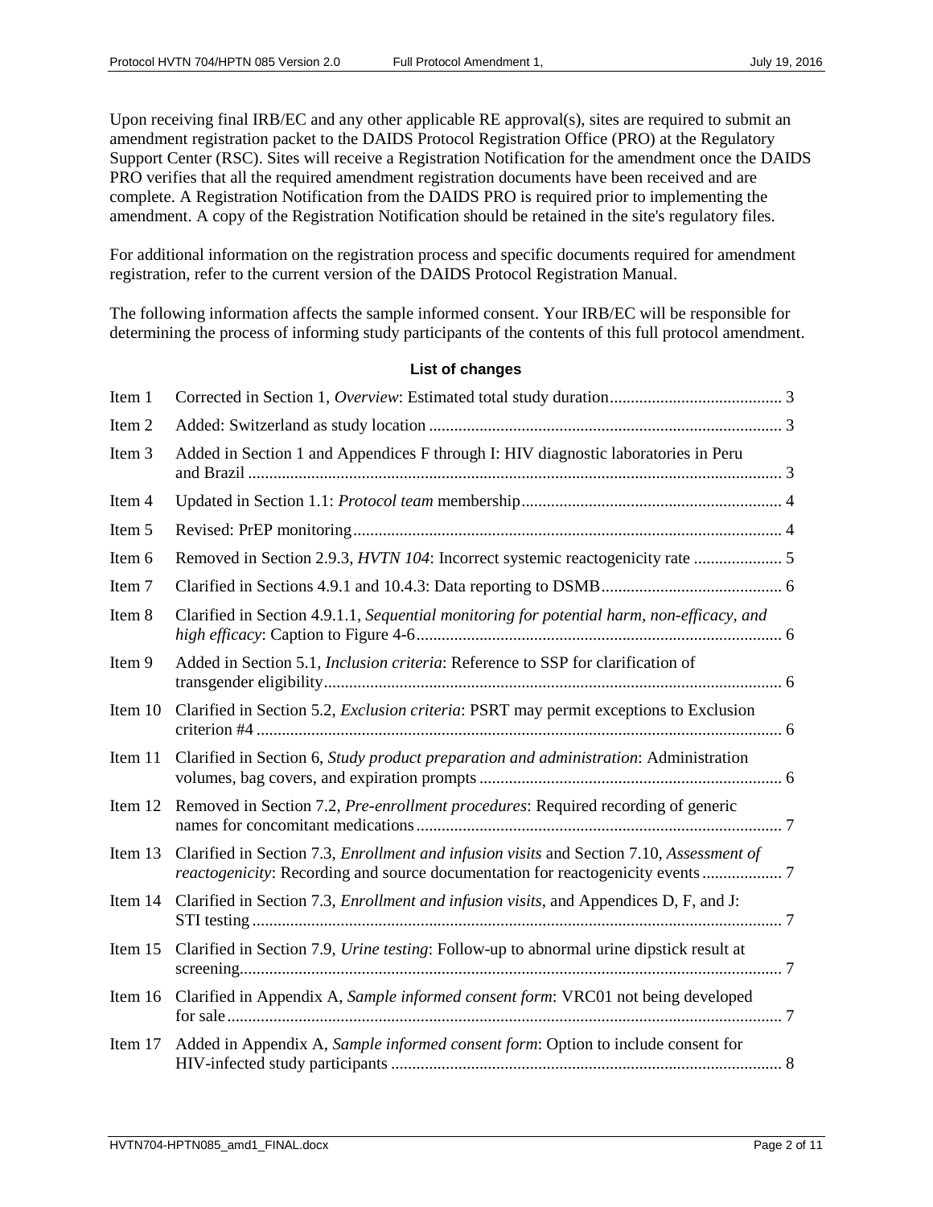Upon receiving final IRB/EC and any other applicable RE approval(s), sites are required to submit an amendment registration packet to the DAIDS Protocol Registration Office (PRO) at the Regulatory Support Center (RSC). Sites will receive a Registration Notification for the amendment once the DAIDS PRO verifies that all the required amendment registration documents have been received and are complete. A Registration Notification from the DAIDS PRO is required prior to implementing the amendment. A copy of the Registration Notification should be retained in the site's regulatory files.

For additional information on the registration process and specific documents required for amendment registration, refer to the current version of the DAIDS Protocol Registration Manual.

The following information affects the sample informed consent. Your IRB/EC will be responsible for determining the process of informing study participants of the contents of this full protocol amendment.

**List of changes**

| | | |
|---|---|---|
| Item 1 | Corrected in Section 1, *Overview*: Estimated total study duration | 3 |
| Item 2 | Added: Switzerland as study location | 3 |
| Item 3 | Added in Section 1 and Appendices F through I: HIV diagnostic laboratories in Peru and Brazil | 3 |
| Item 4 | Updated in Section 1.1: *Protocol team* membership | 4 |
| Item 5 | Revised: PrEP monitoring | 4 |
| Item 6 | Removed in Section 2.9.3, *HVTN 104*: Incorrect systemic reactogenicity rate | 5 |
| Item 7 | Clarified in Sections 4.9.1 and 10.4.3: Data reporting to DSMB | 6 |
| Item 8 | Clarified in Section 4.9.1.1, *Sequential monitoring for potential harm, non-efficacy, and high efficacy*: Caption to Figure 4-6 | 6 |
| Item 9 | Added in Section 5.1, *Inclusion criteria*: Reference to SSP for clarification of transgender eligibility | 6 |
| Item 10 | Clarified in Section 5.2, *Exclusion criteria*: PSRT may permit exceptions to Exclusion criterion #4 | 6 |
| Item 11 | Clarified in Section 6, *Study product preparation and administration*: Administration volumes, bag covers, and expiration prompts | 6 |
| Item 12 | Removed in Section 7.2, *Pre-enrollment procedures*: Required recording of generic names for concomitant medications | 7 |
| Item 13 | Clarified in Section 7.3, *Enrollment and infusion visits* and Section 7.10, *Assessment of reactogenicity*: Recording and source documentation for reactogenicity events | 7 |
| Item 14 | Clarified in Section 7.3, *Enrollment and infusion visits*, and Appendices D, F, and J: STI testing | 7 |
| Item 15 | Clarified in Section 7.9, *Urine testing*: Follow-up to abnormal urine dipstick result at screening | 7 |
| Item 16 | Clarified in Appendix A, *Sample informed consent form*: VRC01 not being developed for sale | 7 |
| Item 17 | Added in Appendix A, *Sample informed consent form*: Option to include consent for HIV-infected study participants | 8 |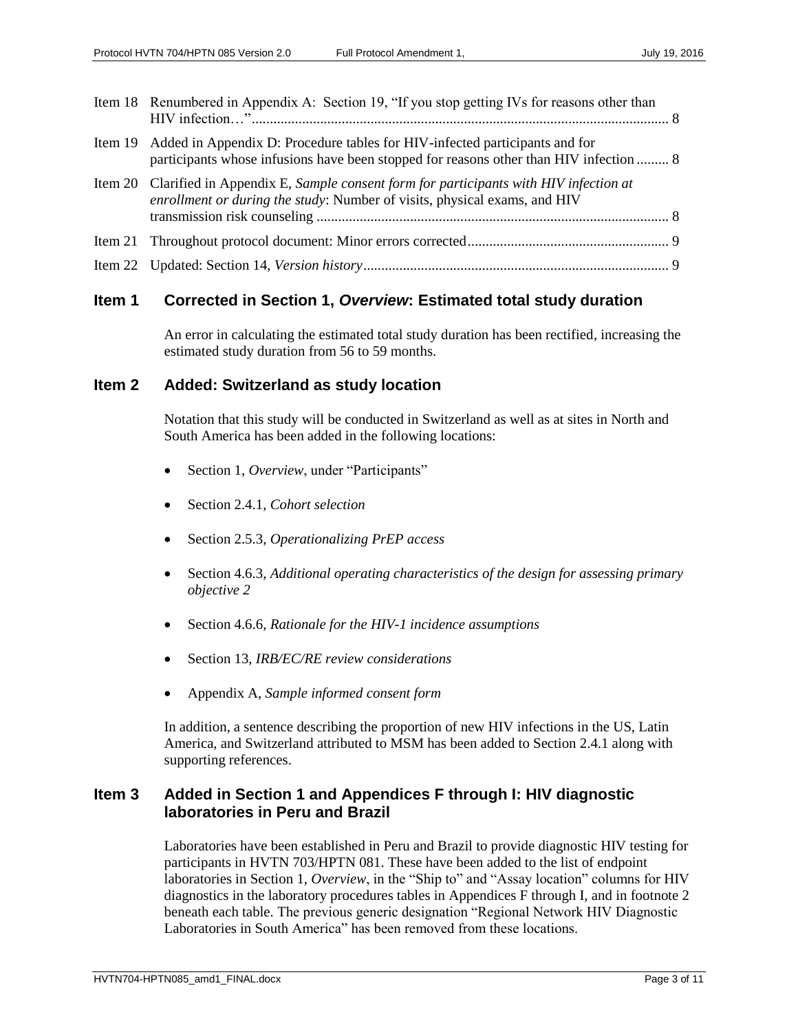| | | |
|---|---|---|
| Item 18 | Renumbered in Appendix A: Section 19, "If you stop getting IVs for reasons other than HIV infection…" | 8 |
| Item 19 | Added in Appendix D: Procedure tables for HIV-infected participants and for participants whose infusions have been stopped for reasons other than HIV infection | 8 |
| Item 20 | Clarified in Appendix E, *Sample consent form for participants with HIV infection at enrollment or during the study*: Number of visits, physical exams, and HIV transmission risk counseling | 8 |
| Item 21 | Throughout protocol document: Minor errors corrected | 9 |
| Item 22 | Updated: Section 14, *Version history* | 9 |

## Item 1 Corrected in Section 1, *Overview*: Estimated total study duration

An error in calculating the estimated total study duration has been rectified, increasing the estimated study duration from 56 to 59 months.

## Item 2 Added: Switzerland as study location

Notation that this study will be conducted in Switzerland as well as at sites in North and South America has been added in the following locations:

- Section 1, *Overview*, under "Participants"
- Section 2.4.1, *Cohort selection*
- Section 2.5.3, *Operationalizing PrEP access*
- Section 4.6.3, *Additional operating characteristics of the design for assessing primary objective 2*
- Section 4.6.6, *Rationale for the HIV-1 incidence assumptions*
- Section 13, *IRB/EC/RE review considerations*
- Appendix A, *Sample informed consent form*

In addition, a sentence describing the proportion of new HIV infections in the US, Latin America, and Switzerland attributed to MSM has been added to Section 2.4.1 along with supporting references.

## Item 3 Added in Section 1 and Appendices F through I: HIV diagnostic laboratories in Peru and Brazil

Laboratories have been established in Peru and Brazil to provide diagnostic HIV testing for participants in HVTN 703/HPTN 081. These have been added to the list of endpoint laboratories in Section 1, *Overview*, in the "Ship to" and "Assay location" columns for HIV diagnostics in the laboratory procedures tables in Appendices F through I, and in footnote 2 beneath each table. The previous generic designation "Regional Network HIV Diagnostic Laboratories in South America" has been removed from these locations.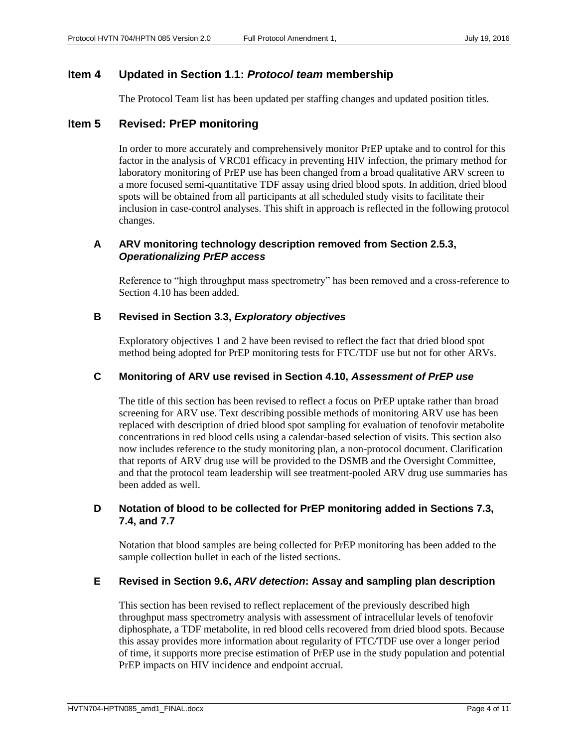## Item 4 Updated in Section 1.1: *Protocol team* membership

The Protocol Team list has been updated per staffing changes and updated position titles.

## Item 5 Revised: PrEP monitoring

In order to more accurately and comprehensively monitor PrEP uptake and to control for this factor in the analysis of VRC01 efficacy in preventing HIV infection, the primary method for laboratory monitoring of PrEP use has been changed from a broad qualitative ARV screen to a more focused semi-quantitative TDF assay using dried blood spots. In addition, dried blood spots will be obtained from all participants at all scheduled study visits to facilitate their inclusion in case-control analyses. This shift in approach is reflected in the following protocol changes.

### A ARV monitoring technology description removed from Section 2.5.3, *Operationalizing PrEP access*

Reference to "high throughput mass spectrometry" has been removed and a cross-reference to Section 4.10 has been added.

### B Revised in Section 3.3, *Exploratory objectives*

Exploratory objectives 1 and 2 have been revised to reflect the fact that dried blood spot method being adopted for PrEP monitoring tests for FTC/TDF use but not for other ARVs.

### C Monitoring of ARV use revised in Section 4.10, *Assessment of PrEP use*

The title of this section has been revised to reflect a focus on PrEP uptake rather than broad screening for ARV use. Text describing possible methods of monitoring ARV use has been replaced with description of dried blood spot sampling for evaluation of tenofovir metabolite concentrations in red blood cells using a calendar-based selection of visits. This section also now includes reference to the study monitoring plan, a non-protocol document. Clarification that reports of ARV drug use will be provided to the DSMB and the Oversight Committee, and that the protocol team leadership will see treatment-pooled ARV drug use summaries has been added as well.

### D Notation of blood to be collected for PrEP monitoring added in Sections 7.3, 7.4, and 7.7

Notation that blood samples are being collected for PrEP monitoring has been added to the sample collection bullet in each of the listed sections.

### E Revised in Section 9.6, *ARV detection*: Assay and sampling plan description

This section has been revised to reflect replacement of the previously described high throughput mass spectrometry analysis with assessment of intracellular levels of tenofovir diphosphate, a TDF metabolite, in red blood cells recovered from dried blood spots. Because this assay provides more information about regularity of FTC/TDF use over a longer period of time, it supports more precise estimation of PrEP use in the study population and potential PrEP impacts on HIV incidence and endpoint accrual.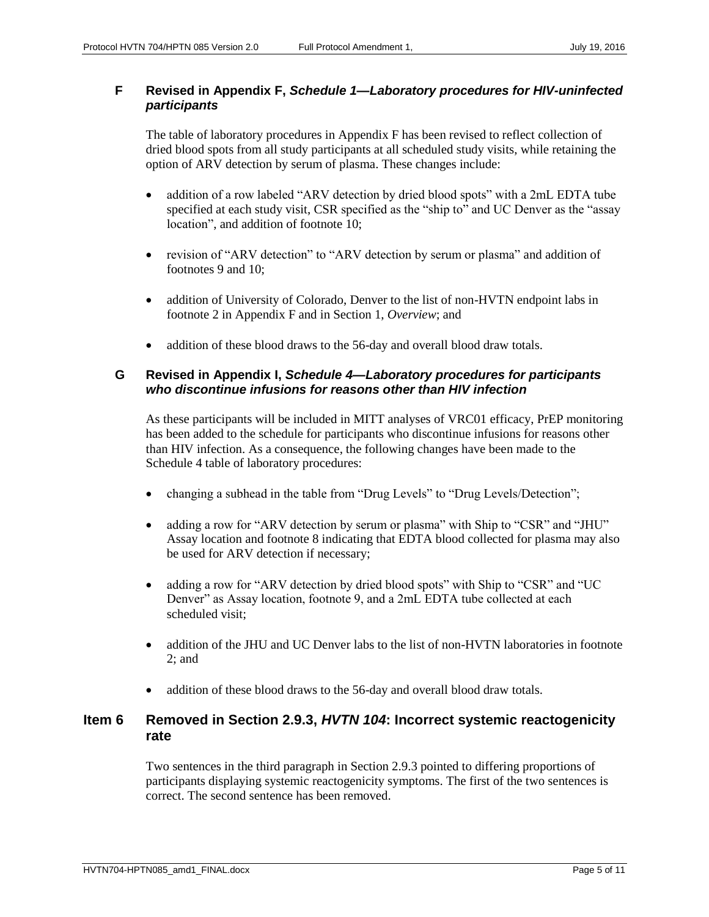### F Revised in Appendix F, *Schedule 1—Laboratory procedures for HIV-uninfected participants*

The table of laboratory procedures in Appendix F has been revised to reflect collection of dried blood spots from all study participants at all scheduled study visits, while retaining the option of ARV detection by serum of plasma. These changes include:

- addition of a row labeled "ARV detection by dried blood spots" with a 2mL EDTA tube specified at each study visit, CSR specified as the "ship to" and UC Denver as the "assay location", and addition of footnote 10;
- revision of "ARV detection" to "ARV detection by serum or plasma" and addition of footnotes 9 and 10;
- addition of University of Colorado, Denver to the list of non-HVTN endpoint labs in footnote 2 in Appendix F and in Section 1, *Overview*; and
- addition of these blood draws to the 56-day and overall blood draw totals.

### G Revised in Appendix I, *Schedule 4—Laboratory procedures for participants who discontinue infusions for reasons other than HIV infection*

As these participants will be included in MITT analyses of VRC01 efficacy, PrEP monitoring has been added to the schedule for participants who discontinue infusions for reasons other than HIV infection. As a consequence, the following changes have been made to the Schedule 4 table of laboratory procedures:

- changing a subhead in the table from "Drug Levels" to "Drug Levels/Detection";
- adding a row for "ARV detection by serum or plasma" with Ship to "CSR" and "JHU" Assay location and footnote 8 indicating that EDTA blood collected for plasma may also be used for ARV detection if necessary;
- adding a row for "ARV detection by dried blood spots" with Ship to "CSR" and "UC Denver" as Assay location, footnote 9, and a 2mL EDTA tube collected at each scheduled visit;
- addition of the JHU and UC Denver labs to the list of non-HVTN laboratories in footnote 2; and
- addition of these blood draws to the 56-day and overall blood draw totals.

## Item 6 Removed in Section 2.9.3, *HVTN 104*: Incorrect systemic reactogenicity rate

Two sentences in the third paragraph in Section 2.9.3 pointed to differing proportions of participants displaying systemic reactogenicity symptoms. The first of the two sentences is correct. The second sentence has been removed.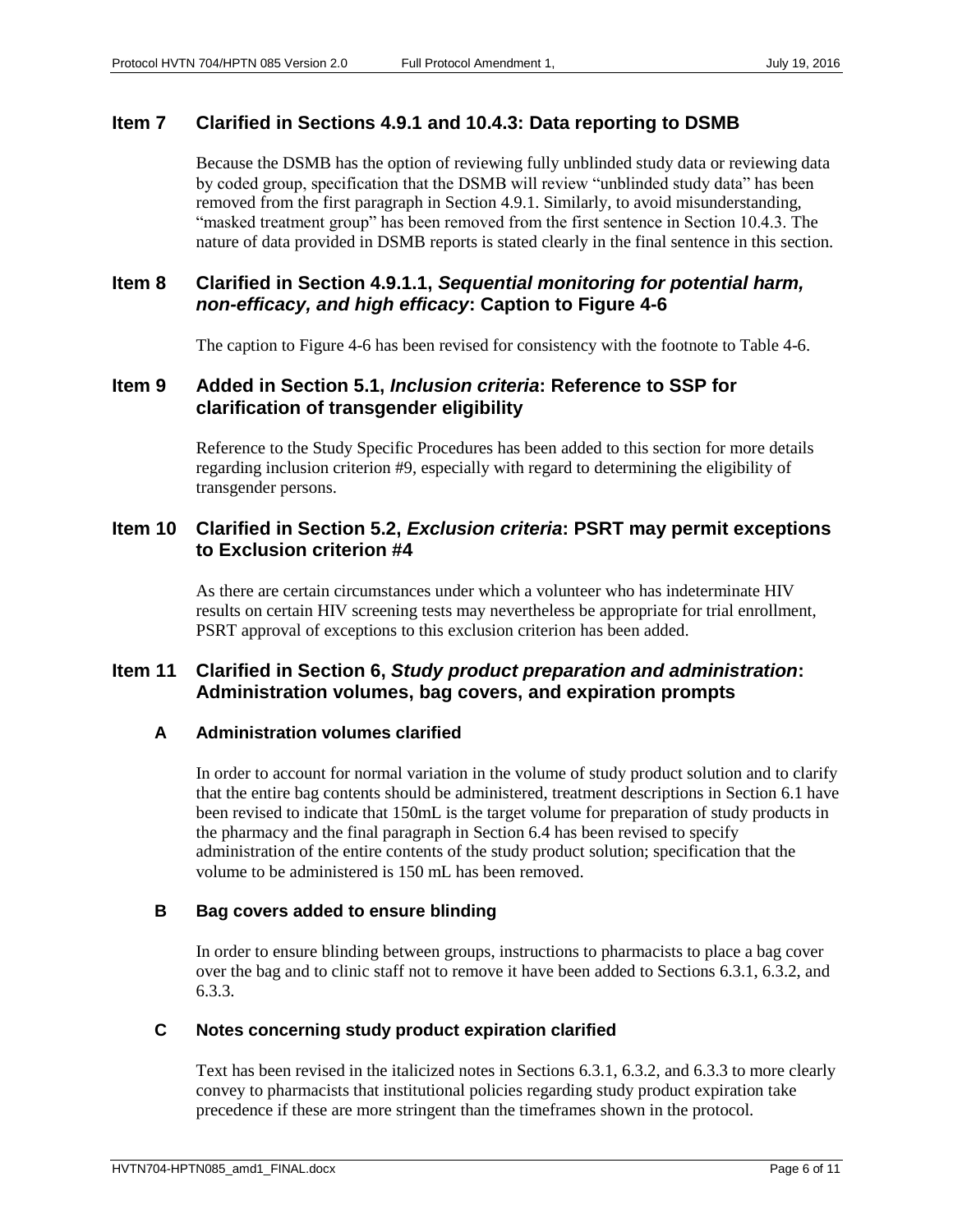## Item 7 Clarified in Sections 4.9.1 and 10.4.3: Data reporting to DSMB

Because the DSMB has the option of reviewing fully unblinded study data or reviewing data by coded group, specification that the DSMB will review "unblinded study data" has been removed from the first paragraph in Section 4.9.1. Similarly, to avoid misunderstanding, "masked treatment group" has been removed from the first sentence in Section 10.4.3. The nature of data provided in DSMB reports is stated clearly in the final sentence in this section.

## Item 8 Clarified in Section 4.9.1.1, *Sequential monitoring for potential harm, non-efficacy, and high efficacy*: Caption to Figure 4-6

The caption to Figure 4-6 has been revised for consistency with the footnote to Table 4-6.

## Item 9 Added in Section 5.1, *Inclusion criteria*: Reference to SSP for clarification of transgender eligibility

Reference to the Study Specific Procedures has been added to this section for more details regarding inclusion criterion #9, especially with regard to determining the eligibility of transgender persons.

## Item 10 Clarified in Section 5.2, *Exclusion criteria*: PSRT may permit exceptions to Exclusion criterion #4

As there are certain circumstances under which a volunteer who has indeterminate HIV results on certain HIV screening tests may nevertheless be appropriate for trial enrollment, PSRT approval of exceptions to this exclusion criterion has been added.

## Item 11 Clarified in Section 6, *Study product preparation and administration*: Administration volumes, bag covers, and expiration prompts

### A Administration volumes clarified

In order to account for normal variation in the volume of study product solution and to clarify that the entire bag contents should be administered, treatment descriptions in Section 6.1 have been revised to indicate that 150mL is the target volume for preparation of study products in the pharmacy and the final paragraph in Section 6.4 has been revised to specify administration of the entire contents of the study product solution; specification that the volume to be administered is 150 mL has been removed.

### B Bag covers added to ensure blinding

In order to ensure blinding between groups, instructions to pharmacists to place a bag cover over the bag and to clinic staff not to remove it have been added to Sections 6.3.1, 6.3.2, and 6.3.3.

### C Notes concerning study product expiration clarified

Text has been revised in the italicized notes in Sections 6.3.1, 6.3.2, and 6.3.3 to more clearly convey to pharmacists that institutional policies regarding study product expiration take precedence if these are more stringent than the timeframes shown in the protocol.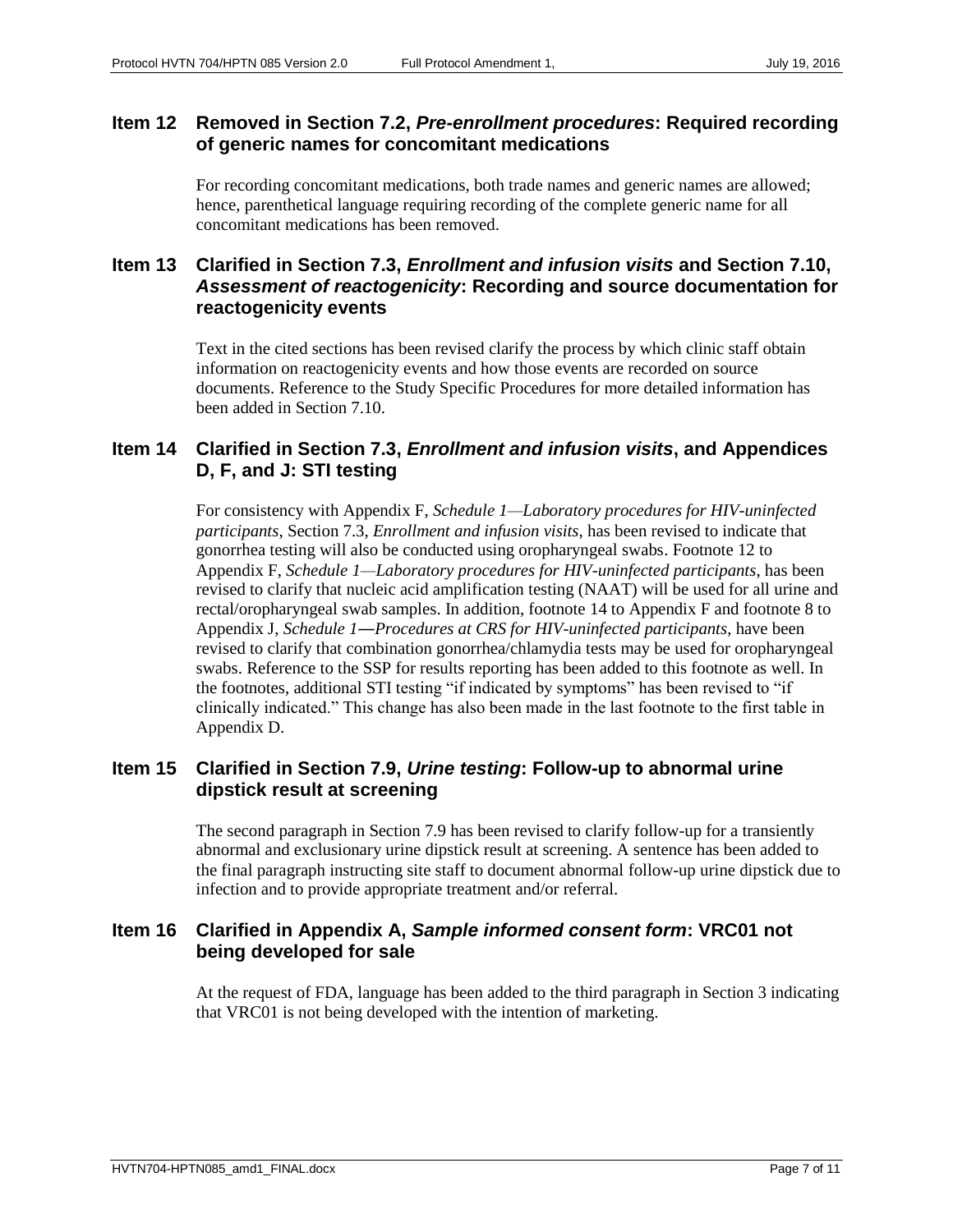## Item 12 Removed in Section 7.2, *Pre-enrollment procedures*: Required recording of generic names for concomitant medications

For recording concomitant medications, both trade names and generic names are allowed; hence, parenthetical language requiring recording of the complete generic name for all concomitant medications has been removed.

## Item 13 Clarified in Section 7.3, *Enrollment and infusion visits* and Section 7.10, *Assessment of reactogenicity*: Recording and source documentation for reactogenicity events

Text in the cited sections has been revised clarify the process by which clinic staff obtain information on reactogenicity events and how those events are recorded on source documents. Reference to the Study Specific Procedures for more detailed information has been added in Section 7.10.

## Item 14 Clarified in Section 7.3, *Enrollment and infusion visits*, and Appendices D, F, and J: STI testing

For consistency with Appendix F, *Schedule 1—Laboratory procedures for HIV-uninfected participants*, Section 7.3, *Enrollment and infusion visits*, has been revised to indicate that gonorrhea testing will also be conducted using oropharyngeal swabs. Footnote 12 to Appendix F, *Schedule 1—Laboratory procedures for HIV-uninfected participants*, has been revised to clarify that nucleic acid amplification testing (NAAT) will be used for all urine and rectal/oropharyngeal swab samples. In addition, footnote 14 to Appendix F and footnote 8 to Appendix J, *Schedule 1—Procedures at CRS for HIV-uninfected participants*, have been revised to clarify that combination gonorrhea/chlamydia tests may be used for oropharyngeal swabs. Reference to the SSP for results reporting has been added to this footnote as well. In the footnotes, additional STI testing "if indicated by symptoms" has been revised to "if clinically indicated." This change has also been made in the last footnote to the first table in Appendix D.

## Item 15 Clarified in Section 7.9, *Urine testing*: Follow-up to abnormal urine dipstick result at screening

The second paragraph in Section 7.9 has been revised to clarify follow-up for a transiently abnormal and exclusionary urine dipstick result at screening. A sentence has been added to the final paragraph instructing site staff to document abnormal follow-up urine dipstick due to infection and to provide appropriate treatment and/or referral.

## Item 16 Clarified in Appendix A, *Sample informed consent form*: VRC01 not being developed for sale

At the request of FDA, language has been added to the third paragraph in Section 3 indicating that VRC01 is not being developed with the intention of marketing.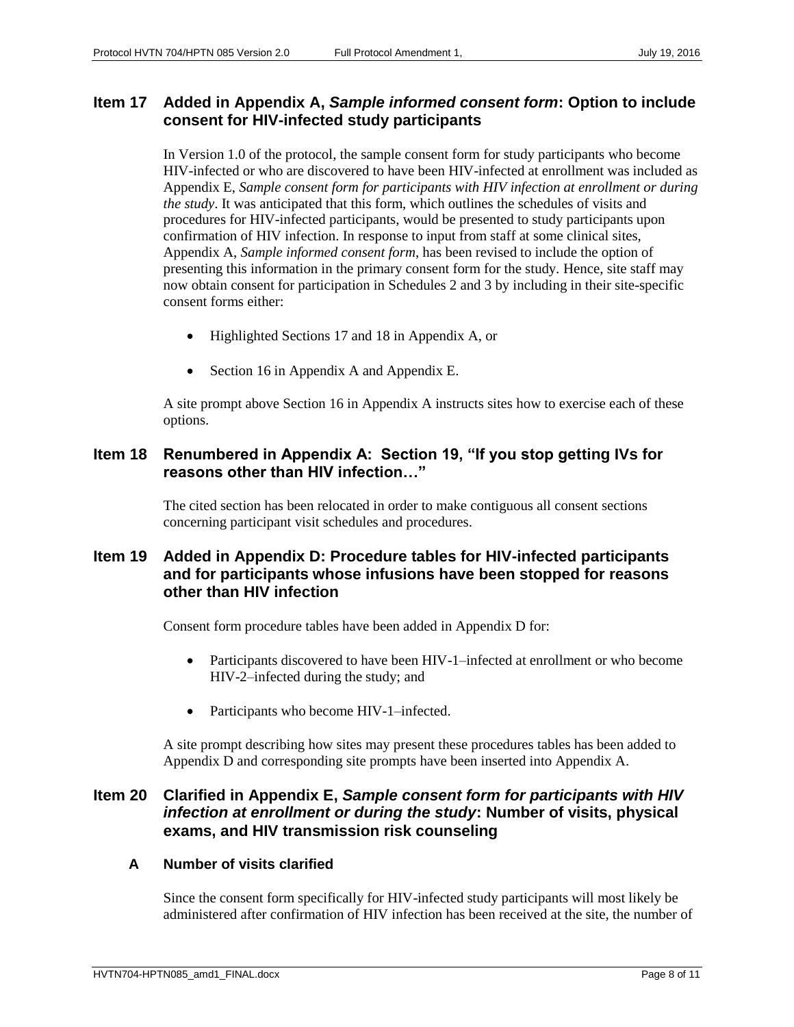## Item 17 Added in Appendix A, *Sample informed consent form*: Option to include consent for HIV-infected study participants

In Version 1.0 of the protocol, the sample consent form for study participants who become HIV-infected or who are discovered to have been HIV-infected at enrollment was included as Appendix E, *Sample consent form for participants with HIV infection at enrollment or during the study*. It was anticipated that this form, which outlines the schedules of visits and procedures for HIV-infected participants, would be presented to study participants upon confirmation of HIV infection. In response to input from staff at some clinical sites, Appendix A, *Sample informed consent form*, has been revised to include the option of presenting this information in the primary consent form for the study. Hence, site staff may now obtain consent for participation in Schedules 2 and 3 by including in their site-specific consent forms either:

- Highlighted Sections 17 and 18 in Appendix A, or
- Section 16 in Appendix A and Appendix E.

A site prompt above Section 16 in Appendix A instructs sites how to exercise each of these options.

## Item 18 Renumbered in Appendix A: Section 19, "If you stop getting IVs for reasons other than HIV infection…"

The cited section has been relocated in order to make contiguous all consent sections concerning participant visit schedules and procedures.

## Item 19 Added in Appendix D: Procedure tables for HIV-infected participants and for participants whose infusions have been stopped for reasons other than HIV infection

Consent form procedure tables have been added in Appendix D for:

- Participants discovered to have been HIV-1–infected at enrollment or who become HIV-2–infected during the study; and
- Participants who become HIV-1–infected.

A site prompt describing how sites may present these procedures tables has been added to Appendix D and corresponding site prompts have been inserted into Appendix A.

## Item 20 Clarified in Appendix E, *Sample consent form for participants with HIV infection at enrollment or during the study*: Number of visits, physical exams, and HIV transmission risk counseling

### A Number of visits clarified

Since the consent form specifically for HIV-infected study participants will most likely be administered after confirmation of HIV infection has been received at the site, the number of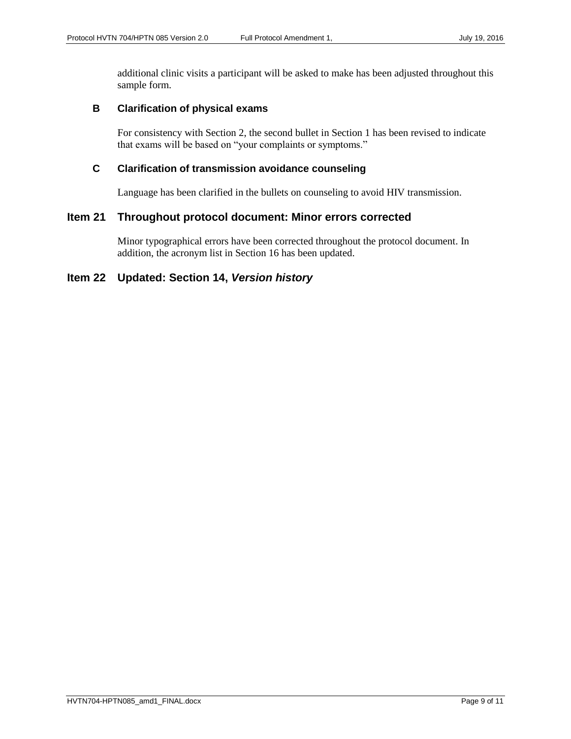additional clinic visits a participant will be asked to make has been adjusted throughout this sample form.

### B Clarification of physical exams

For consistency with Section 2, the second bullet in Section 1 has been revised to indicate that exams will be based on “your complaints or symptoms.”

### C Clarification of transmission avoidance counseling

Language has been clarified in the bullets on counseling to avoid HIV transmission.

## Item 21 Throughout protocol document: Minor errors corrected

Minor typographical errors have been corrected throughout the protocol document. In addition, the acronym list in Section 16 has been updated.

## Item 22 Updated: Section 14, *Version history*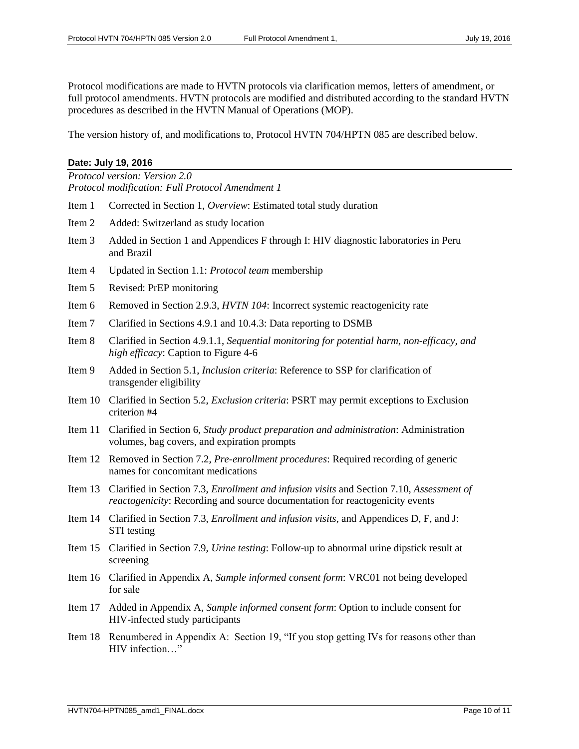Protocol modifications are made to HVTN protocols via clarification memos, letters of amendment, or full protocol amendments. HVTN protocols are modified and distributed according to the standard HVTN procedures as described in the HVTN Manual of Operations (MOP).

The version history of, and modifications to, Protocol HVTN 704/HPTN 085 are described below.

**Date: July 19, 2016**

*Protocol version: Version 2.0*
*Protocol modification: Full Protocol Amendment 1*

Item 1 Corrected in Section 1, *Overview*: Estimated total study duration

Item 2 Added: Switzerland as study location

Item 3 Added in Section 1 and Appendices F through I: HIV diagnostic laboratories in Peru and Brazil

Item 4 Updated in Section 1.1: *Protocol team* membership

Item 5 Revised: PrEP monitoring

Item 6 Removed in Section 2.9.3, *HVTN 104*: Incorrect systemic reactogenicity rate

Item 7 Clarified in Sections 4.9.1 and 10.4.3: Data reporting to DSMB

Item 8 Clarified in Section 4.9.1.1, *Sequential monitoring for potential harm, non-efficacy, and high efficacy*: Caption to Figure 4-6

Item 9 Added in Section 5.1, *Inclusion criteria*: Reference to SSP for clarification of transgender eligibility

Item 10 Clarified in Section 5.2, *Exclusion criteria*: PSRT may permit exceptions to Exclusion criterion #4

Item 11 Clarified in Section 6, *Study product preparation and administration*: Administration volumes, bag covers, and expiration prompts

Item 12 Removed in Section 7.2, *Pre-enrollment procedures*: Required recording of generic names for concomitant medications

Item 13 Clarified in Section 7.3, *Enrollment and infusion visits* and Section 7.10, *Assessment of reactogenicity*: Recording and source documentation for reactogenicity events

Item 14 Clarified in Section 7.3, *Enrollment and infusion visits*, and Appendices D, F, and J: STI testing

Item 15 Clarified in Section 7.9, *Urine testing*: Follow-up to abnormal urine dipstick result at screening

Item 16 Clarified in Appendix A, *Sample informed consent form*: VRC01 not being developed for sale

Item 17 Added in Appendix A, *Sample informed consent form*: Option to include consent for HIV-infected study participants

Item 18 Renumbered in Appendix A: Section 19, "If you stop getting IVs for reasons other than HIV infection…"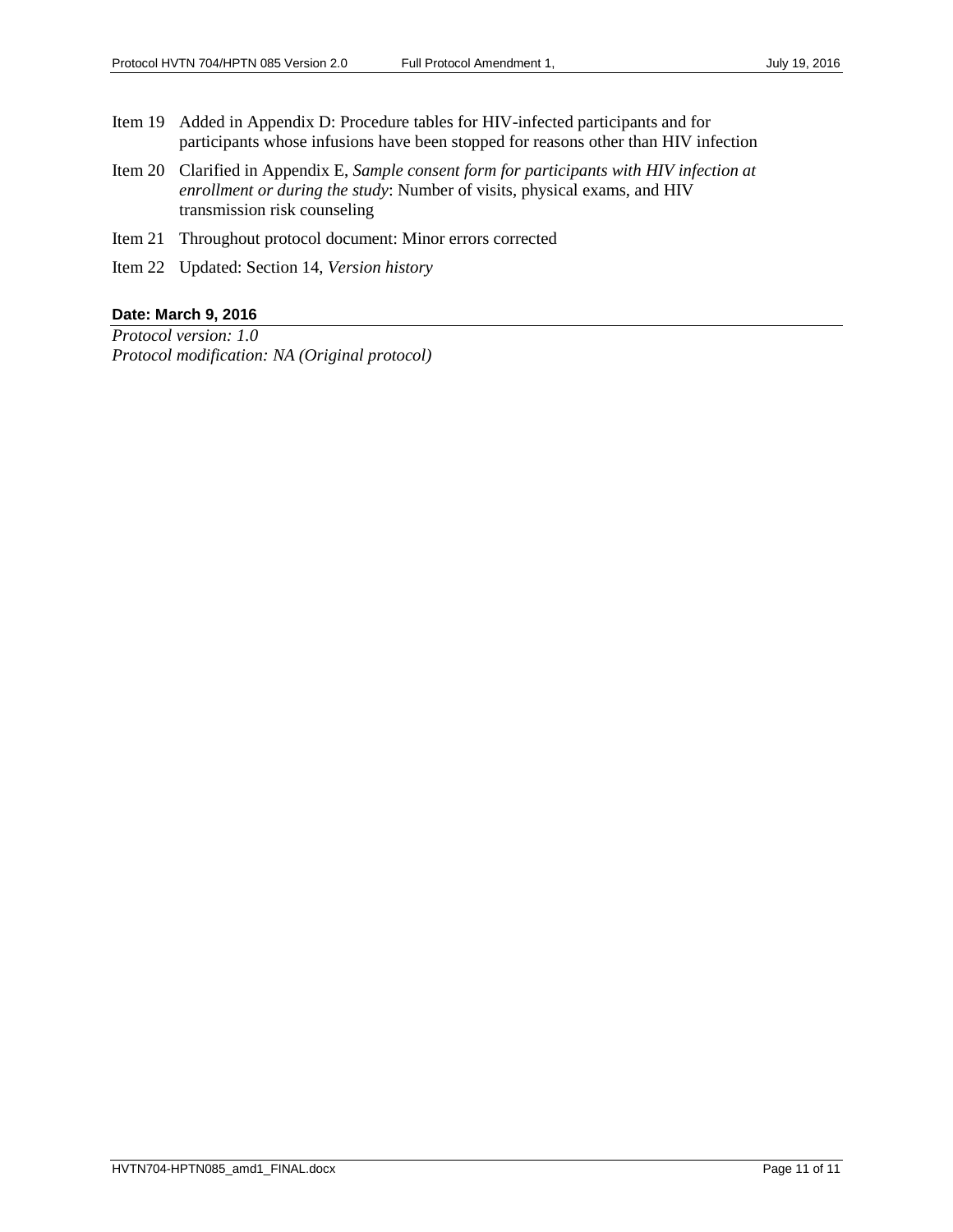Item 19 Added in Appendix D: Procedure tables for HIV-infected participants and for participants whose infusions have been stopped for reasons other than HIV infection

Item 20 Clarified in Appendix E, *Sample consent form for participants with HIV infection at enrollment or during the study*: Number of visits, physical exams, and HIV transmission risk counseling

Item 21 Throughout protocol document: Minor errors corrected

Item 22 Updated: Section 14, *Version history*

**Date: March 9, 2016**

*Protocol version: 1.0*
*Protocol modification: NA (Original protocol)*